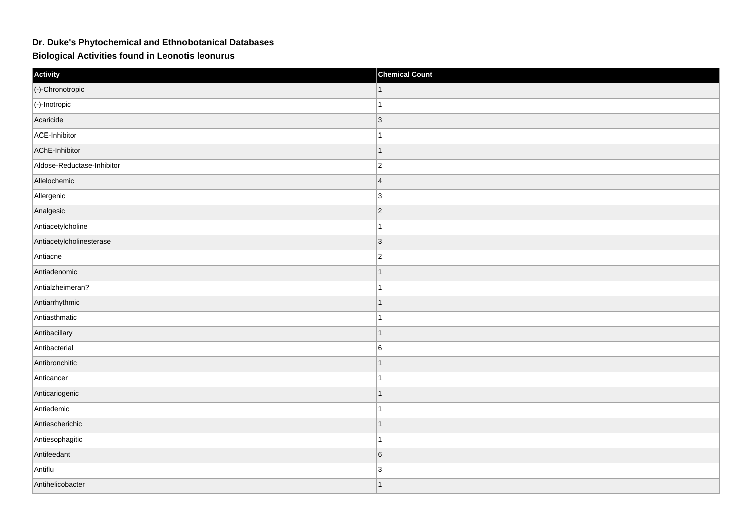**Dr. Duke's Phytochemical and Ethnobotanical Databases**

**Biological Activities found in Leonotis leonurus**

| Activity | Chemical Count |
| --- | --- |
| (-)-Chronotropic | 1 |
| (-)-Inotropic | 1 |
| Acaricide | 3 |
| ACE-Inhibitor | 1 |
| AChE-Inhibitor | 1 |
| Aldose-Reductase-Inhibitor | 2 |
| Allelochemic | 4 |
| Allergenic | 3 |
| Analgesic | 2 |
| Antiacetylcholine | 1 |
| Antiacetylcholinesterase | 3 |
| Antiacne | 2 |
| Antiadenomic | 1 |
| Antialzheimeran? | 1 |
| Antiarrhythmic | 1 |
| Antiasthmatic | 1 |
| Antibacillary | 1 |
| Antibacterial | 6 |
| Antibronchitic | 1 |
| Anticancer | 1 |
| Anticariogenic | 1 |
| Antiedemic | 1 |
| Antiescherichic | 1 |
| Antiesophagitic | 1 |
| Antifeedant | 6 |
| Antiflu | 3 |
| Antihelicobacter | 1 |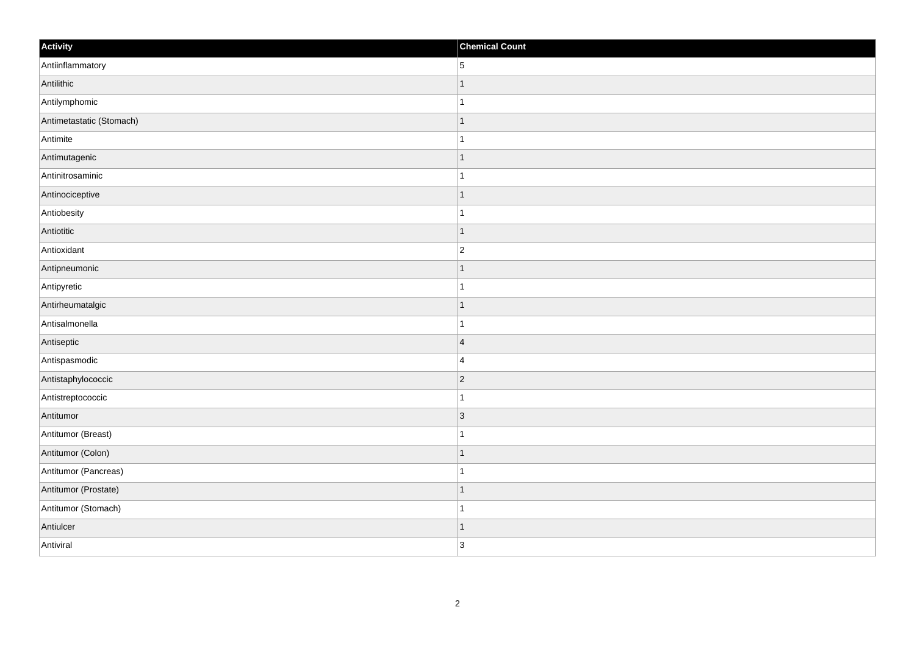| Activity | Chemical Count |
| --- | --- |
| Antiinflammatory | 5 |
| Antilithic | 1 |
| Antilymphomic | 1 |
| Antimetastatic (Stomach) | 1 |
| Antimite | 1 |
| Antimutagenic | 1 |
| Antinitrosaminic | 1 |
| Antinociceptive | 1 |
| Antiobesity | 1 |
| Antiotitic | 1 |
| Antioxidant | 2 |
| Antipneumonic | 1 |
| Antipyretic | 1 |
| Antirheumatalgic | 1 |
| Antisalmonella | 1 |
| Antiseptic | 4 |
| Antispasmodic | 4 |
| Antistaphylococcic | 2 |
| Antistreptococcic | 1 |
| Antitumor | 3 |
| Antitumor (Breast) | 1 |
| Antitumor (Colon) | 1 |
| Antitumor (Pancreas) | 1 |
| Antitumor (Prostate) | 1 |
| Antitumor (Stomach) | 1 |
| Antiulcer | 1 |
| Antiviral | 3 |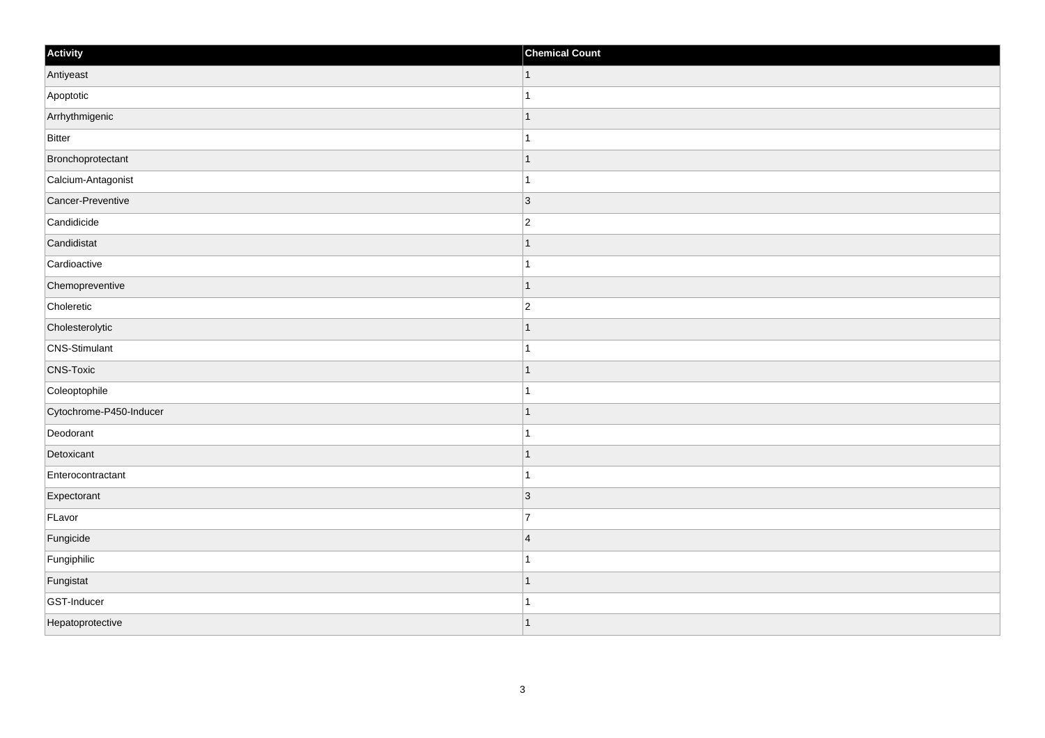| Activity | Chemical Count |
| --- | --- |
| Antiyeast | 1 |
| Apoptotic | 1 |
| Arrhythmigenic | 1 |
| Bitter | 1 |
| Bronchoprotectant | 1 |
| Calcium-Antagonist | 1 |
| Cancer-Preventive | 3 |
| Candidicide | 2 |
| Candidistat | 1 |
| Cardioactive | 1 |
| Chemopreventive | 1 |
| Choleretic | 2 |
| Cholesterolytic | 1 |
| CNS-Stimulant | 1 |
| CNS-Toxic | 1 |
| Coleoptophile | 1 |
| Cytochrome-P450-Inducer | 1 |
| Deodorant | 1 |
| Detoxicant | 1 |
| Enterocontractant | 1 |
| Expectorant | 3 |
| FLavor | 7 |
| Fungicide | 4 |
| Fungiphilic | 1 |
| Fungistat | 1 |
| GST-Inducer | 1 |
| Hepatoprotective | 1 |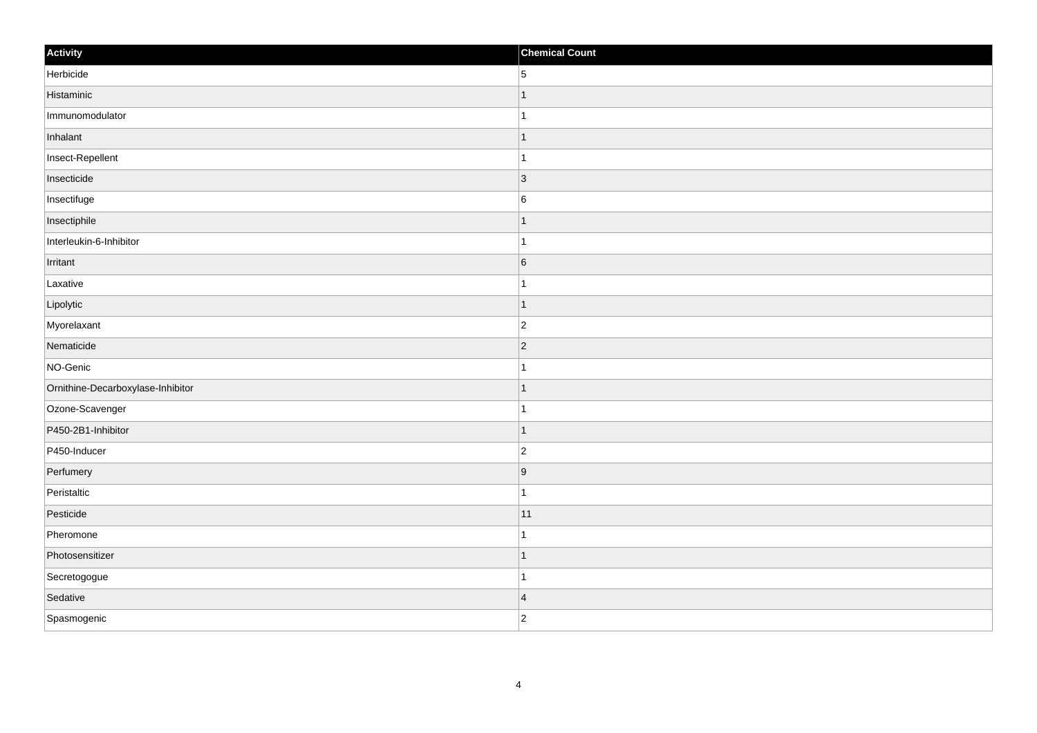| Activity | Chemical Count |
| --- | --- |
| Herbicide | 5 |
| Histaminic | 1 |
| Immunomodulator | 1 |
| Inhalant | 1 |
| Insect-Repellent | 1 |
| Insecticide | 3 |
| Insectifuge | 6 |
| Insectiphile | 1 |
| Interleukin-6-Inhibitor | 1 |
| Irritant | 6 |
| Laxative | 1 |
| Lipolytic | 1 |
| Myorelaxant | 2 |
| Nematicide | 2 |
| NO-Genic | 1 |
| Ornithine-Decarboxylase-Inhibitor | 1 |
| Ozone-Scavenger | 1 |
| P450-2B1-Inhibitor | 1 |
| P450-Inducer | 2 |
| Perfumery | 9 |
| Peristaltic | 1 |
| Pesticide | 11 |
| Pheromone | 1 |
| Photosensitizer | 1 |
| Secretogogue | 1 |
| Sedative | 4 |
| Spasmogenic | 2 |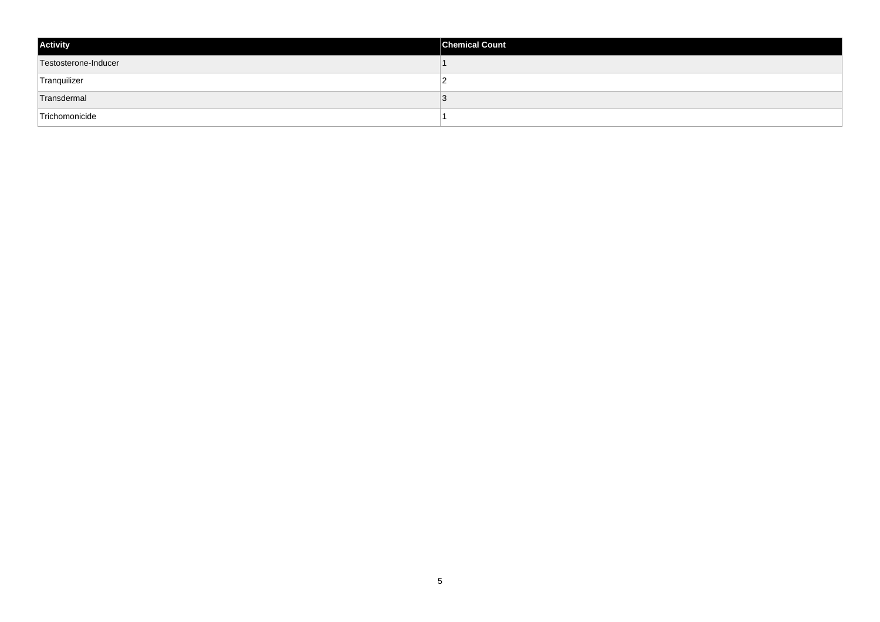| Activity | Chemical Count |
| --- | --- |
| Testosterone-Inducer | 1 |
| Tranquilizer | 2 |
| Transdermal | 3 |
| Trichomonicide | 1 |